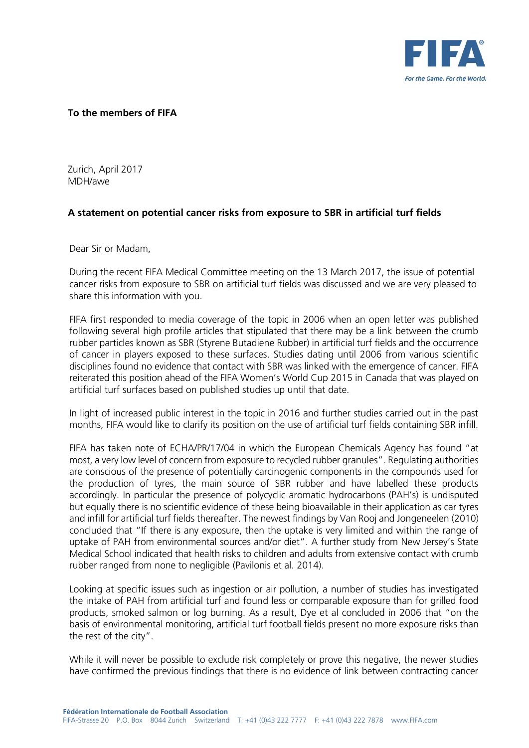**To the members of FIFA**

Zurich, April 2017
MDH/awe

**A statement on potential cancer risks from exposure to SBR in artificial turf fields**

Dear Sir or Madam,

During the recent FIFA Medical Committee meeting on the 13 March 2017, the issue of potential cancer risks from exposure to SBR on artificial turf fields was discussed and we are very pleased to share this information with you.

FIFA first responded to media coverage of the topic in 2006 when an open letter was published following several high profile articles that stipulated that there may be a link between the crumb rubber particles known as SBR (Styrene Butadiene Rubber) in artificial turf fields and the occurrence of cancer in players exposed to these surfaces. Studies dating until 2006 from various scientific disciplines found no evidence that contact with SBR was linked with the emergence of cancer. FIFA reiterated this position ahead of the FIFA Women's World Cup 2015 in Canada that was played on artificial turf surfaces based on published studies up until that date.

In light of increased public interest in the topic in 2016 and further studies carried out in the past months, FIFA would like to clarify its position on the use of artificial turf fields containing SBR infill.

FIFA has taken note of ECHA/PR/17/04 in which the European Chemicals Agency has found "at most, a very low level of concern from exposure to recycled rubber granules". Regulating authorities are conscious of the presence of potentially carcinogenic components in the compounds used for the production of tyres, the main source of SBR rubber and have labelled these products accordingly. In particular the presence of polycyclic aromatic hydrocarbons (PAH's) is undisputed but equally there is no scientific evidence of these being bioavailable in their application as car tyres and infill for artificial turf fields thereafter. The newest findings by Van Rooj and Jongeneelen (2010) concluded that "If there is any exposure, then the uptake is very limited and within the range of uptake of PAH from environmental sources and/or diet". A further study from New Jersey's State Medical School indicated that health risks to children and adults from extensive contact with crumb rubber ranged from none to negligible (Pavilonis et al. 2014).

Looking at specific issues such as ingestion or air pollution, a number of studies has investigated the intake of PAH from artificial turf and found less or comparable exposure than for grilled food products, smoked salmon or log burning. As a result, Dye et al concluded in 2006 that "on the basis of environmental monitoring, artificial turf football fields present no more exposure risks than the rest of the city".

While it will never be possible to exclude risk completely or prove this negative, the newer studies have confirmed the previous findings that there is no evidence of link between contracting cancer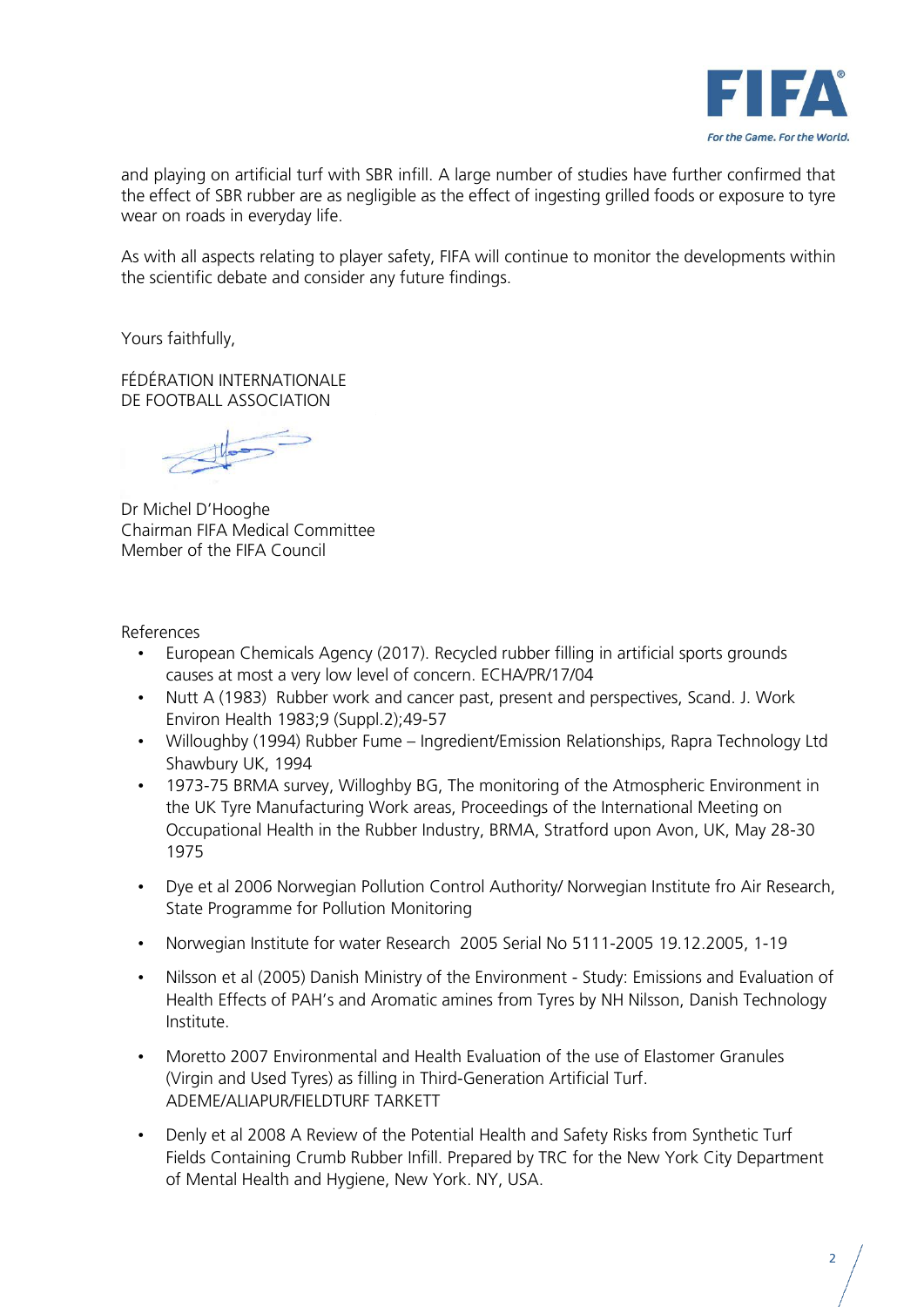and playing on artificial turf with SBR infill. A large number of studies have further confirmed that the effect of SBR rubber are as negligible as the effect of ingesting grilled foods or exposure to tyre wear on roads in everyday life.

As with all aspects relating to player safety, FIFA will continue to monitor the developments within the scientific debate and consider any future findings.

Yours faithfully,

FÉDÉRATION INTERNATIONALE
DE FOOTBALL ASSOCIATION

Dr Michel D'Hooghe
Chairman FIFA Medical Committee
Member of the FIFA Council

References

- European Chemicals Agency (2017). Recycled rubber filling in artificial sports grounds causes at most a very low level of concern. ECHA/PR/17/04
- Nutt A (1983) Rubber work and cancer past, present and perspectives, Scand. J. Work Environ Health 1983;9 (Suppl.2);49-57
- Willoughby (1994) Rubber Fume – Ingredient/Emission Relationships, Rapra Technology Ltd Shawbury UK, 1994
- 1973-75 BRMA survey, Willoghby BG, The monitoring of the Atmospheric Environment in the UK Tyre Manufacturing Work areas, Proceedings of the International Meeting on Occupational Health in the Rubber Industry, BRMA, Stratford upon Avon, UK, May 28-30 1975
- Dye et al 2006 Norwegian Pollution Control Authority/ Norwegian Institute fro Air Research, State Programme for Pollution Monitoring
- Norwegian Institute for water Research 2005 Serial No 5111-2005 19.12.2005, 1-19
- Nilsson et al (2005) Danish Ministry of the Environment - Study: Emissions and Evaluation of Health Effects of PAH's and Aromatic amines from Tyres by NH Nilsson, Danish Technology Institute.
- Moretto 2007 Environmental and Health Evaluation of the use of Elastomer Granules (Virgin and Used Tyres) as filling in Third-Generation Artificial Turf. ADEME/ALIAPUR/FIELDTURF TARKETT
- Denly et al 2008 A Review of the Potential Health and Safety Risks from Synthetic Turf Fields Containing Crumb Rubber Infill. Prepared by TRC for the New York City Department of Mental Health and Hygiene, New York. NY, USA.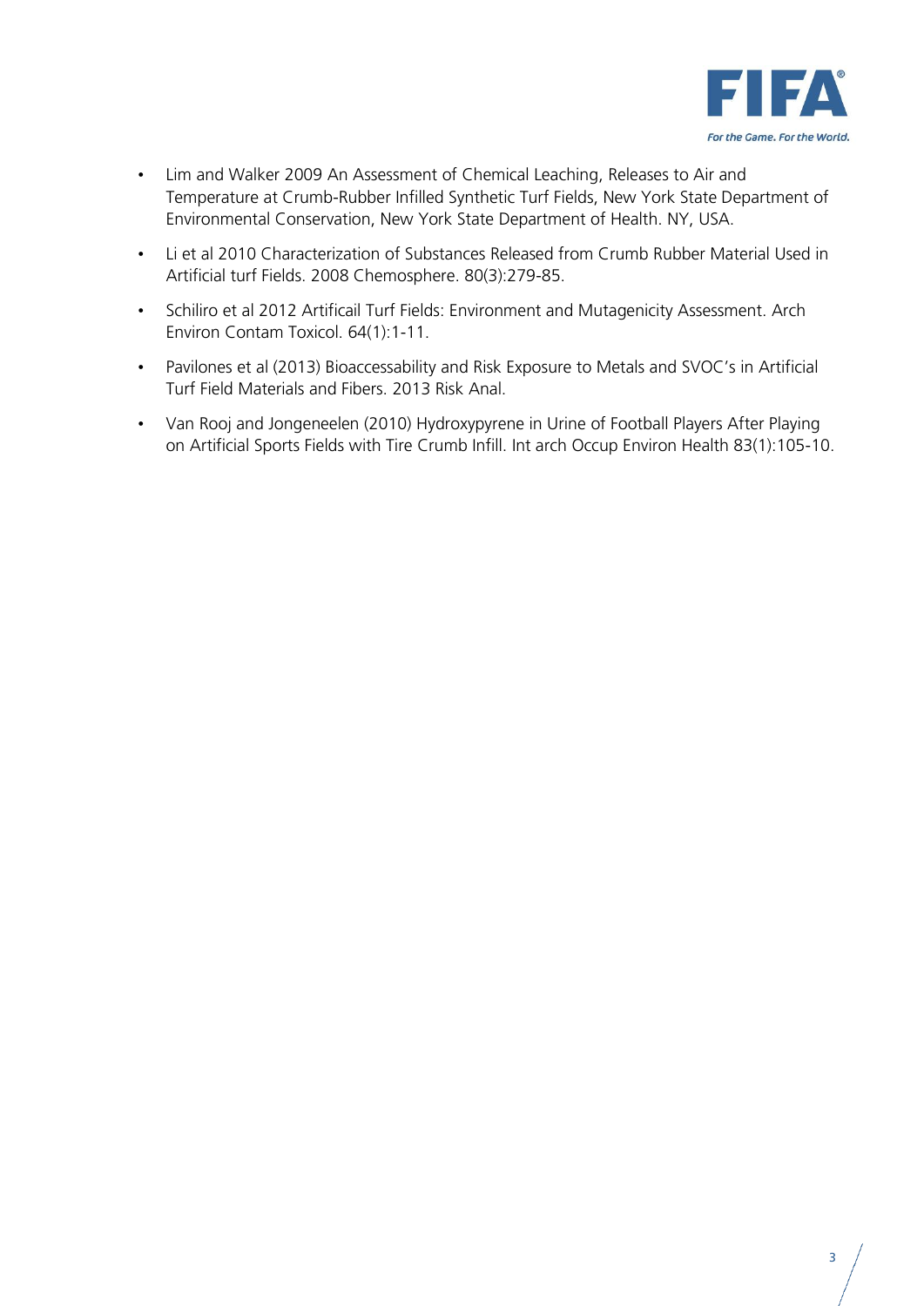- Lim and Walker 2009 An Assessment of Chemical Leaching, Releases to Air and Temperature at Crumb-Rubber Infilled Synthetic Turf Fields, New York State Department of Environmental Conservation, New York State Department of Health. NY, USA.
- Li et al 2010 Characterization of Substances Released from Crumb Rubber Material Used in Artificial turf Fields. 2008 Chemosphere. 80(3):279-85.
- Schiliro et al 2012 Artificail Turf Fields: Environment and Mutagenicity Assessment. Arch Environ Contam Toxicol. 64(1):1-11.
- Pavilones et al (2013) Bioaccessability and Risk Exposure to Metals and SVOC's in Artificial Turf Field Materials and Fibers. 2013 Risk Anal.
- Van Rooj and Jongeneelen (2010) Hydroxypyrene in Urine of Football Players After Playing on Artificial Sports Fields with Tire Crumb Infill. Int arch Occup Environ Health 83(1):105-10.